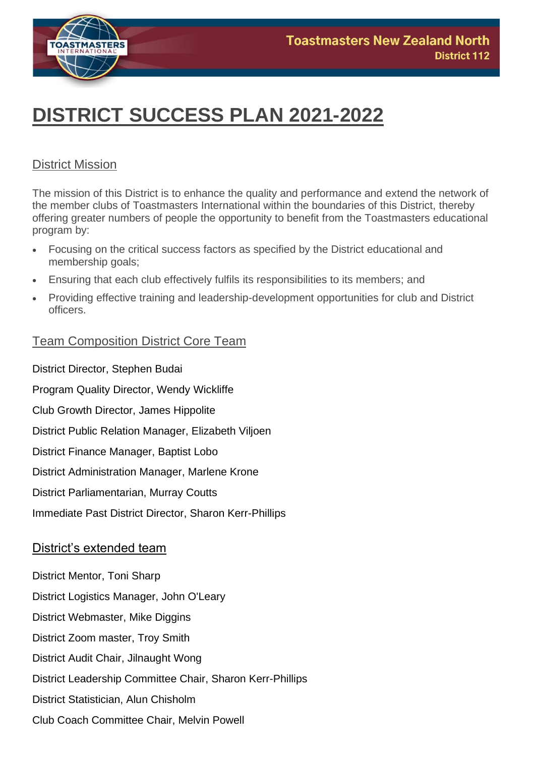# DISTRICT SUCCESS PLAN 2021-2022

## District Mission

The mission of this District is to enhance the quality and performance and extend the network of the member clubs of Toastmasters International within the boundaries of this District, thereby offering greater numbers of people the opportunity to benefit from the Toastmasters educational program by:

- Focusing on the critical success factors as specified by the District educational and membership goals;
- Ensuring that each club effectively fulfils its responsibilities to its members; and
- Providing effective training and leadership-development opportunities for club and District officers.

## Team Composition District Core Team

District Director, Stephen Budai

Program Quality Director, Wendy Wickliffe

Club Growth Director, James Hippolite

District Public Relation Manager, Elizabeth Viljoen

District Finance Manager, Baptist Lobo

District Administration Manager, Marlene Krone

District Parliamentarian, Murray Coutts

Immediate Past District Director, Sharon Kerr-Phillips

## District's extended team

District Mentor, Toni Sharp

District Logistics Manager, John O'Leary

District Webmaster, Mike Diggins

District Zoom master, Troy Smith

District Audit Chair, Jilnaught Wong

District Leadership Committee Chair, Sharon Kerr-Phillips

District Statistician, Alun Chisholm

Club Coach Committee Chair, Melvin Powell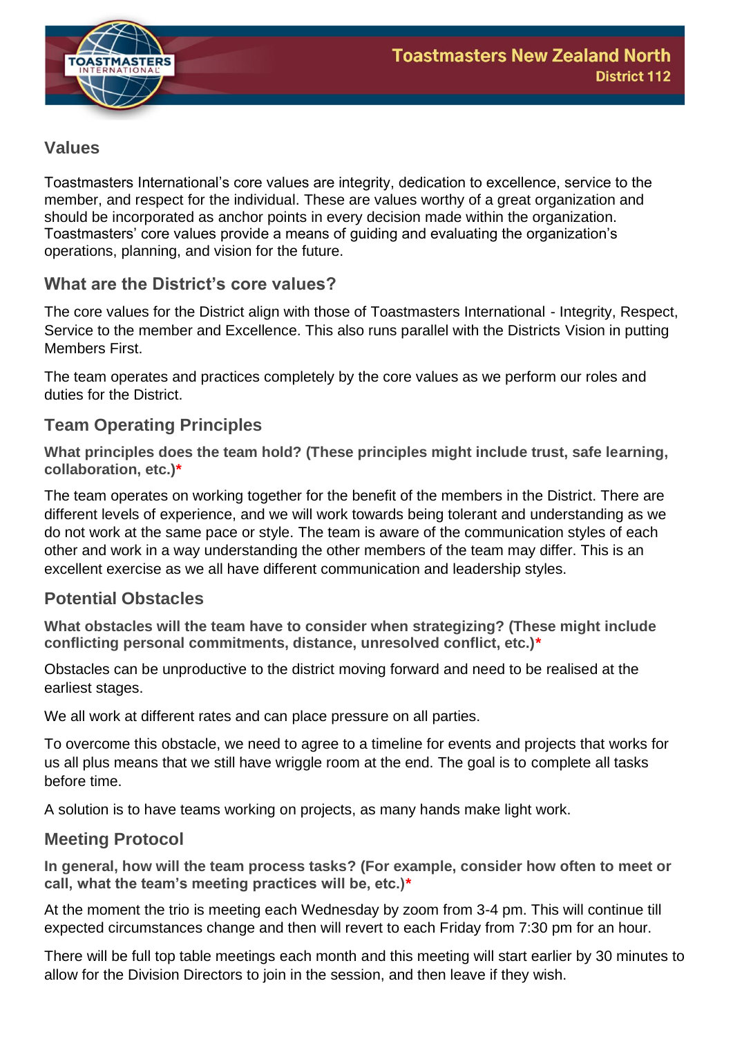## Values

Toastmasters International's core values are integrity, dedication to excellence, service to the member, and respect for the individual. These are values worthy of a great organization and should be incorporated as anchor points in every decision made within the organization. Toastmasters' core values provide a means of guiding and evaluating the organization's operations, planning, and vision for the future.

### What are the District's core values?

The core values for the District align with those of Toastmasters International - Integrity, Respect, Service to the member and Excellence. This also runs parallel with the Districts Vision in putting Members First.

The team operates and practices completely by the core values as we perform our roles and duties for the District.

### Team Operating Principles

**What principles does the team hold? (These principles might include trust, safe learning, collaboration, etc.)***

The team operates on working together for the benefit of the members in the District. There are different levels of experience, and we will work towards being tolerant and understanding as we do not work at the same pace or style. The team is aware of the communication styles of each other and work in a way understanding the other members of the team may differ. This is an excellent exercise as we all have different communication and leadership styles.

### Potential Obstacles

**What obstacles will the team have to consider when strategizing? (These might include conflicting personal commitments, distance, unresolved conflict, etc.)***

Obstacles can be unproductive to the district moving forward and need to be realised at the earliest stages.

We all work at different rates and can place pressure on all parties.

To overcome this obstacle, we need to agree to a timeline for events and projects that works for us all plus means that we still have wriggle room at the end. The goal is to complete all tasks before time.

A solution is to have teams working on projects, as many hands make light work.

### Meeting Protocol

**In general, how will the team process tasks? (For example, consider how often to meet or call, what the team's meeting practices will be, etc.)***

At the moment the trio is meeting each Wednesday by zoom from 3-4 pm. This will continue till expected circumstances change and then will revert to each Friday from 7:30 pm for an hour.

There will be full top table meetings each month and this meeting will start earlier by 30 minutes to allow for the Division Directors to join in the session, and then leave if they wish.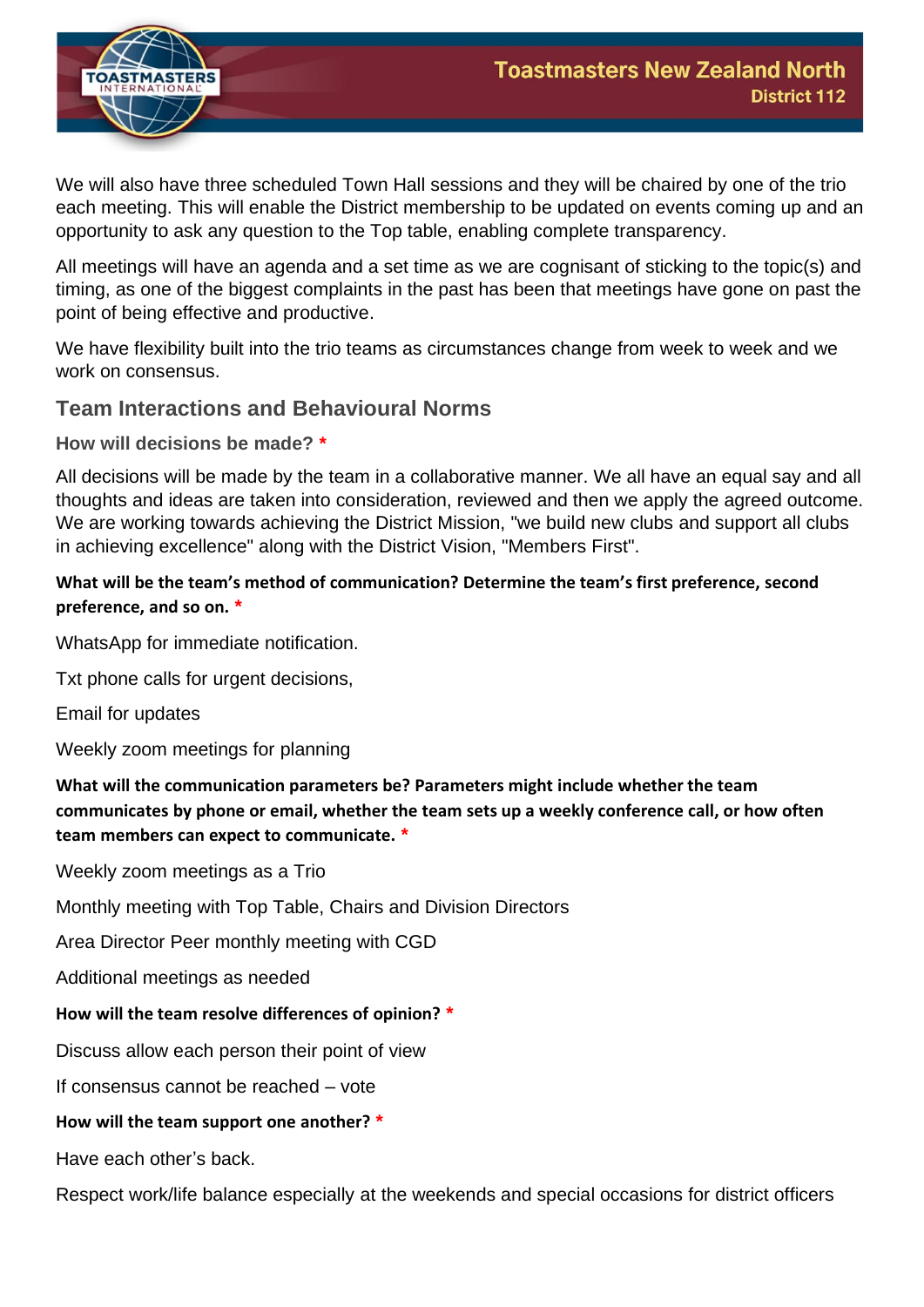We will also have three scheduled Town Hall sessions and they will be chaired by one of the trio each meeting. This will enable the District membership to be updated on events coming up and an opportunity to ask any question to the Top table, enabling complete transparency.

All meetings will have an agenda and a set time as we are cognisant of sticking to the topic(s) and timing, as one of the biggest complaints in the past has been that meetings have gone on past the point of being effective and productive.

We have flexibility built into the trio teams as circumstances change from week to week and we work on consensus.

## Team Interactions and Behavioural Norms

### How will decisions be made? *

All decisions will be made by the team in a collaborative manner. We all have an equal say and all thoughts and ideas are taken into consideration, reviewed and then we apply the agreed outcome. We are working towards achieving the District Mission, "we build new clubs and support all clubs in achieving excellence" along with the District Vision, "Members First".

**What will be the team's method of communication? Determine the team's first preference, second preference, and so on. ***

WhatsApp for immediate notification.

Txt phone calls for urgent decisions,

Email for updates

Weekly zoom meetings for planning

**What will the communication parameters be? Parameters might include whether the team communicates by phone or email, whether the team sets up a weekly conference call, or how often team members can expect to communicate. ***

Weekly zoom meetings as a Trio

Monthly meeting with Top Table, Chairs and Division Directors

Area Director Peer monthly meeting with CGD

Additional meetings as needed

**How will the team resolve differences of opinion? ***

Discuss allow each person their point of view

If consensus cannot be reached – vote

**How will the team support one another? ***

Have each other's back.

Respect work/life balance especially at the weekends and special occasions for district officers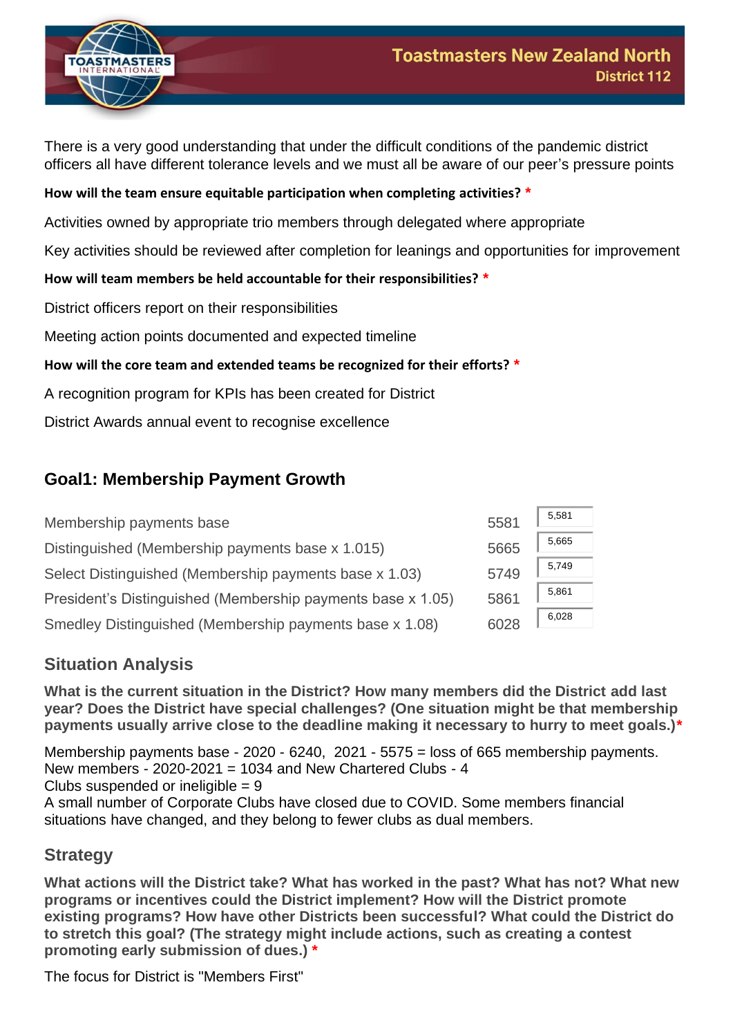There is a very good understanding that under the difficult conditions of the pandemic district officers all have different tolerance levels and we must all be aware of our peer's pressure points

**How will the team ensure equitable participation when completing activities? ***

Activities owned by appropriate trio members through delegated where appropriate

Key activities should be reviewed after completion for leanings and opportunities for improvement

**How will team members be held accountable for their responsibilities? ***

District officers report on their responsibilities

Meeting action points documented and expected timeline

**How will the core team and extended teams be recognized for their efforts? ***

A recognition program for KPIs has been created for District

District Awards annual event to recognise excellence

## Goal1: Membership Payment Growth

| | | |
|---|---|---|
| Membership payments base | 5581 | 5,581 |
| Distinguished (Membership payments base x 1.015) | 5665 | 5,665 |
| Select Distinguished (Membership payments base x 1.03) | 5749 | 5,749 |
| President's Distinguished (Membership payments base x 1.05) | 5861 | 5,861 |
| Smedley Distinguished (Membership payments base x 1.08) | 6028 | 6,028 |

### Situation Analysis

**What is the current situation in the District? How many members did the District add last year? Does the District have special challenges? (One situation might be that membership payments usually arrive close to the deadline making it necessary to hurry to meet goals.)***

Membership payments base - 2020 - 6240, 2021 - 5575 = loss of 665 membership payments.
New members - 2020-2021 = 1034 and New Chartered Clubs - 4
Clubs suspended or ineligible = 9
A small number of Corporate Clubs have closed due to COVID. Some members financial situations have changed, and they belong to fewer clubs as dual members.

### Strategy

**What actions will the District take? What has worked in the past? What has not? What new programs or incentives could the District implement? How will the District promote existing programs? How have other Districts been successful? What could the District do to stretch this goal? (The strategy might include actions, such as creating a contest promoting early submission of dues.) ***

The focus for District is "Members First"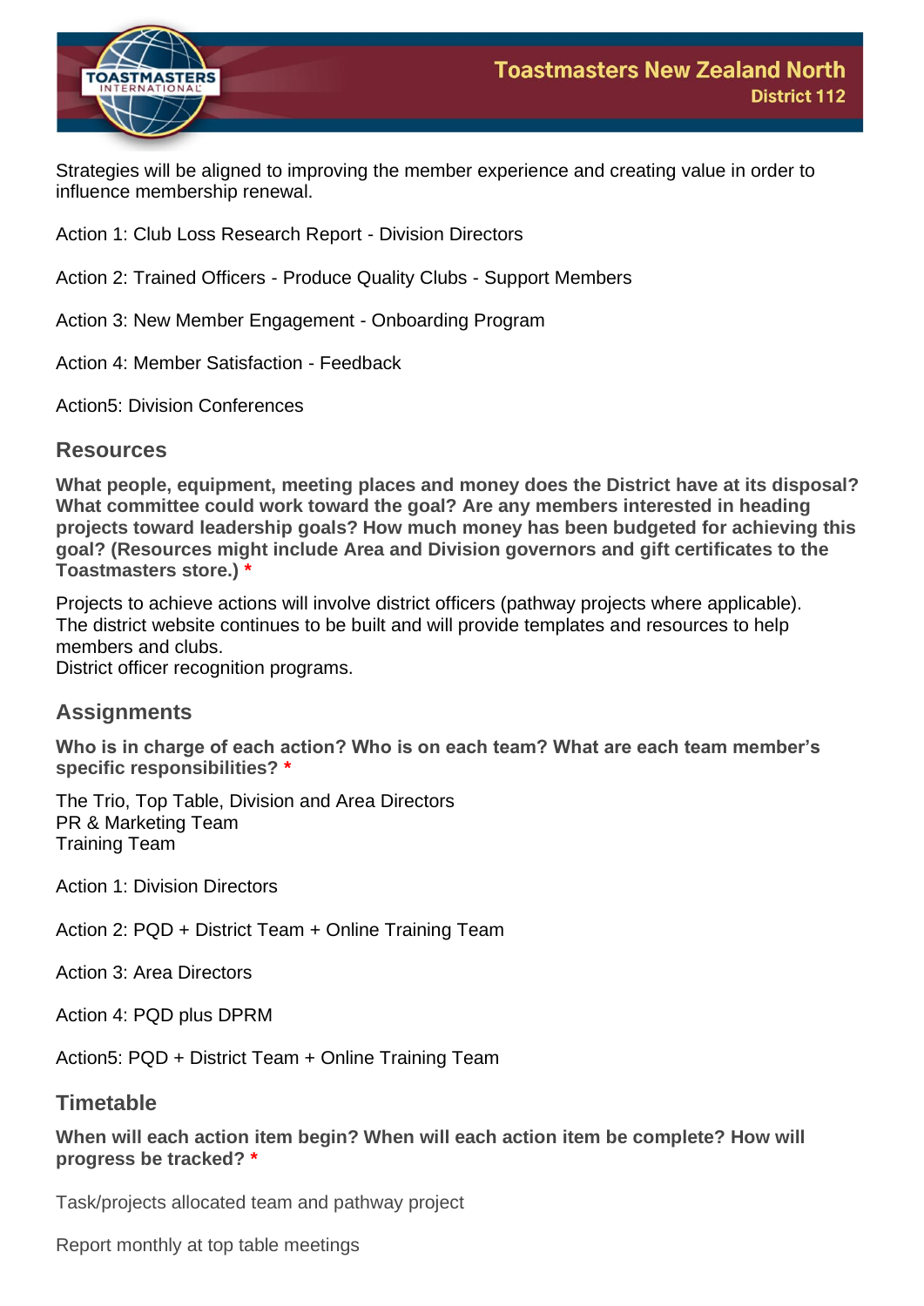Strategies will be aligned to improving the member experience and creating value in order to influence membership renewal.

Action 1: Club Loss Research Report - Division Directors

Action 2: Trained Officers - Produce Quality Clubs - Support Members

Action 3: New Member Engagement - Onboarding Program

Action 4: Member Satisfaction - Feedback

Action5: Division Conferences

## Resources

**What people, equipment, meeting places and money does the District have at its disposal? What committee could work toward the goal? Are any members interested in heading projects toward leadership goals? How much money has been budgeted for achieving this goal? (Resources might include Area and Division governors and gift certificates to the Toastmasters store.) ***

Projects to achieve actions will involve district officers (pathway projects where applicable).
The district website continues to be built and will provide templates and resources to help members and clubs.
District officer recognition programs.

## Assignments

**Who is in charge of each action? Who is on each team? What are each team member's specific responsibilities? ***

The Trio, Top Table, Division and Area Directors
PR & Marketing Team
Training Team

Action 1: Division Directors

Action 2: PQD + District Team + Online Training Team

Action 3: Area Directors

Action 4: PQD plus DPRM

Action5: PQD + District Team + Online Training Team

## Timetable

**When will each action item begin? When will each action item be complete? How will progress be tracked? ***

Task/projects allocated team and pathway project

Report monthly at top table meetings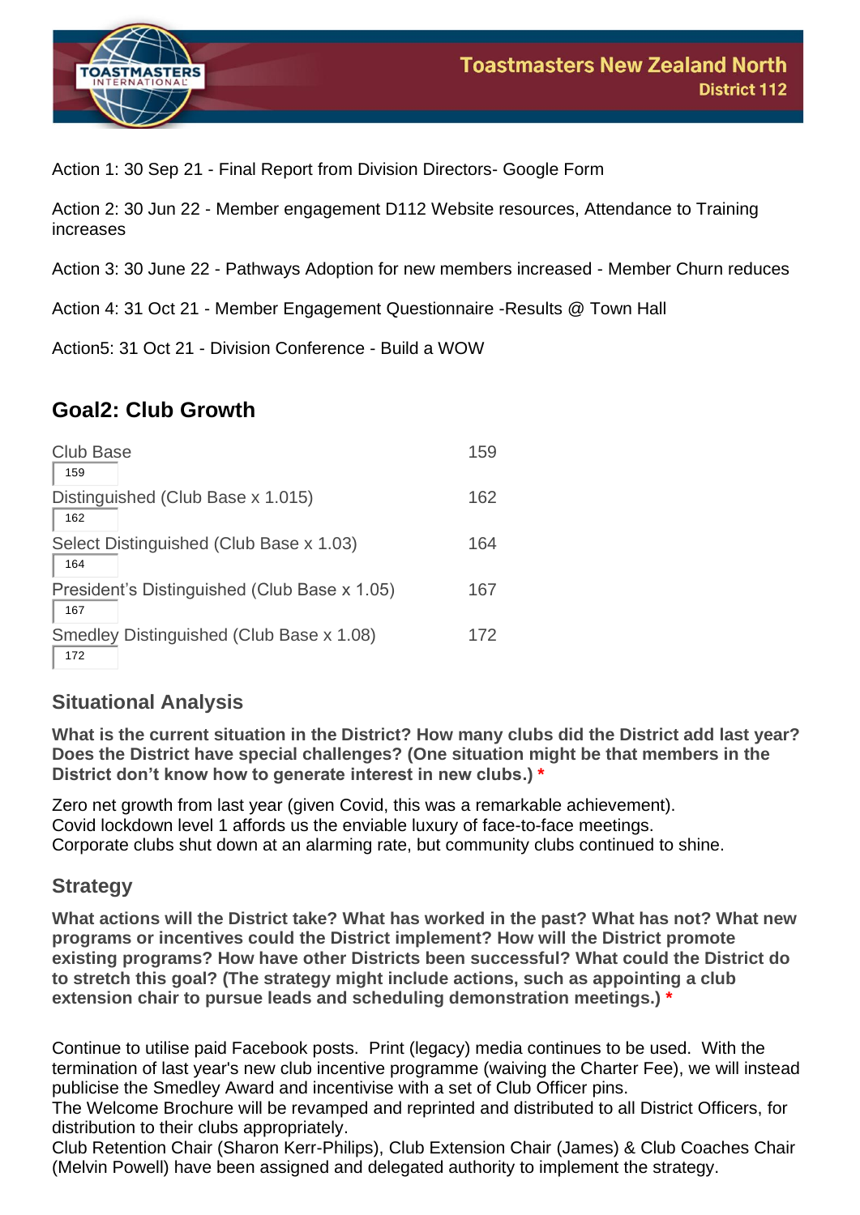Action 1: 30 Sep 21 - Final Report from Division Directors- Google Form

Action 2: 30 Jun 22 - Member engagement D112 Website resources, Attendance to Training increases

Action 3: 30 June 22 - Pathways Adoption for new members increased - Member Churn reduces

Action 4: 31 Oct 21 - Member Engagement Questionnaire -Results @ Town Hall

Action5: 31 Oct 21 - Division Conference - Build a WOW

## Goal2: Club Growth

| | |
|---|---|
| Club Base | 159 |
| Distinguished (Club Base x 1.015) | 162 |
| Select Distinguished (Club Base x 1.03) | 164 |
| President's Distinguished (Club Base x 1.05) | 167 |
| Smedley Distinguished (Club Base x 1.08) | 172 |

### Situational Analysis

**What is the current situation in the District? How many clubs did the District add last year? Does the District have special challenges? (One situation might be that members in the District don't know how to generate interest in new clubs.) ***

Zero net growth from last year (given Covid, this was a remarkable achievement).
Covid lockdown level 1 affords us the enviable luxury of face-to-face meetings.
Corporate clubs shut down at an alarming rate, but community clubs continued to shine.

### Strategy

**What actions will the District take? What has worked in the past? What has not? What new programs or incentives could the District implement? How will the District promote existing programs? How have other Districts been successful? What could the District do to stretch this goal? (The strategy might include actions, such as appointing a club extension chair to pursue leads and scheduling demonstration meetings.) ***

Continue to utilise paid Facebook posts. Print (legacy) media continues to be used. With the termination of last year's new club incentive programme (waiving the Charter Fee), we will instead publicise the Smedley Award and incentivise with a set of Club Officer pins.
The Welcome Brochure will be revamped and reprinted and distributed to all District Officers, for distribution to their clubs appropriately.
Club Retention Chair (Sharon Kerr-Philips), Club Extension Chair (James) & Club Coaches Chair (Melvin Powell) have been assigned and delegated authority to implement the strategy.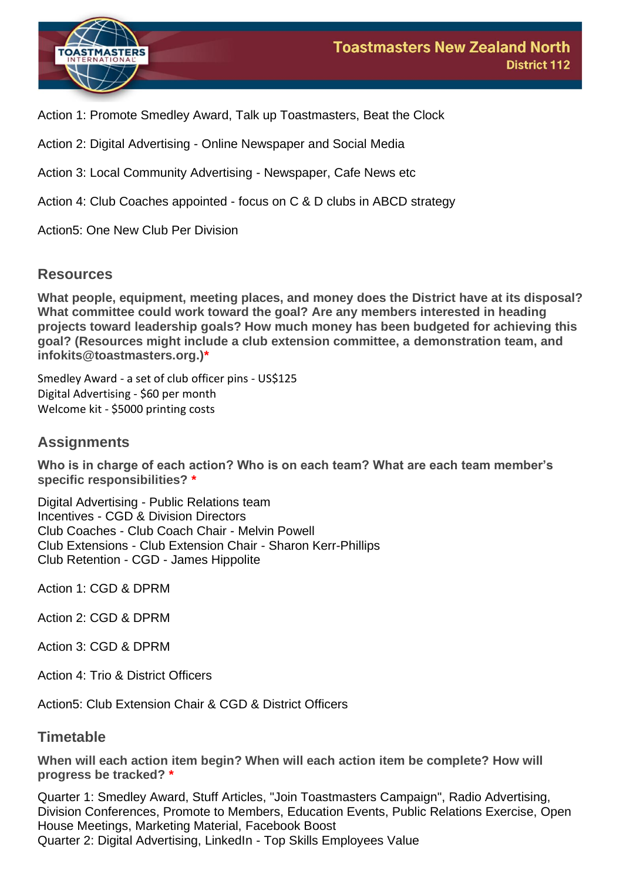Action 1: Promote Smedley Award, Talk up Toastmasters, Beat the Clock

Action 2: Digital Advertising - Online Newspaper and Social Media

Action 3: Local Community Advertising - Newspaper, Cafe News etc

Action 4: Club Coaches appointed - focus on C & D clubs in ABCD strategy

Action5: One New Club Per Division

## Resources

**What people, equipment, meeting places, and money does the District have at its disposal? What committee could work toward the goal? Are any members interested in heading projects toward leadership goals? How much money has been budgeted for achieving this goal? (Resources might include a club extension committee, a demonstration team, and infokits@toastmasters.org.)***

Smedley Award - a set of club officer pins - US$125
Digital Advertising - $60 per month
Welcome kit - $5000 printing costs

## Assignments

**Who is in charge of each action? Who is on each team? What are each team member's specific responsibilities? ***

Digital Advertising - Public Relations team
Incentives - CGD & Division Directors
Club Coaches - Club Coach Chair - Melvin Powell
Club Extensions - Club Extension Chair - Sharon Kerr-Phillips
Club Retention - CGD - James Hippolite

Action 1: CGD & DPRM

Action 2: CGD & DPRM

Action 3: CGD & DPRM

Action 4: Trio & District Officers

Action5: Club Extension Chair & CGD & District Officers

## Timetable

**When will each action item begin? When will each action item be complete? How will progress be tracked? ***

Quarter 1: Smedley Award, Stuff Articles, "Join Toastmasters Campaign", Radio Advertising, Division Conferences, Promote to Members, Education Events, Public Relations Exercise, Open House Meetings, Marketing Material, Facebook Boost
Quarter 2: Digital Advertising, LinkedIn - Top Skills Employees Value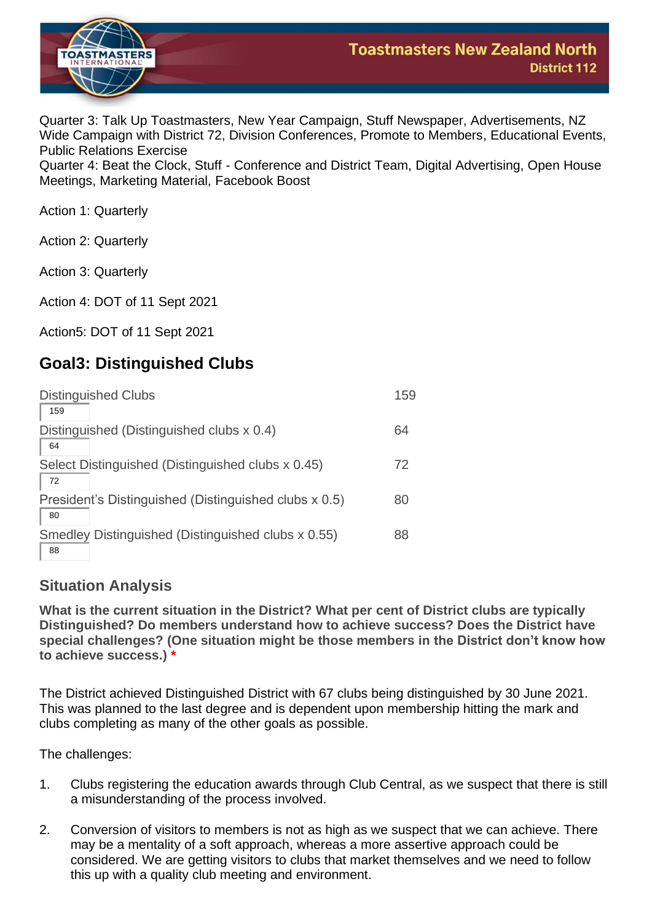Quarter 3: Talk Up Toastmasters, New Year Campaign, Stuff Newspaper, Advertisements, NZ Wide Campaign with District 72, Division Conferences, Promote to Members, Educational Events, Public Relations Exercise
Quarter 4: Beat the Clock, Stuff - Conference and District Team, Digital Advertising, Open House Meetings, Marketing Material, Facebook Boost

Action 1: Quarterly

Action 2: Quarterly

Action 3: Quarterly

Action 4: DOT of 11 Sept 2021

Action5: DOT of 11 Sept 2021

## Goal3: Distinguished Clubs

| | |
|---|---|
| Distinguished Clubs | 159 |
| Distinguished (Distinguished clubs x 0.4) | 64 |
| Select Distinguished (Distinguished clubs x 0.45) | 72 |
| President's Distinguished (Distinguished clubs x 0.5) | 80 |
| Smedley Distinguished (Distinguished clubs x 0.55) | 88 |

### Situation Analysis

**What is the current situation in the District? What per cent of District clubs are typically Distinguished? Do members understand how to achieve success? Does the District have special challenges? (One situation might be those members in the District don't know how to achieve success.) \***

The District achieved Distinguished District with 67 clubs being distinguished by 30 June 2021. This was planned to the last degree and is dependent upon membership hitting the mark and clubs completing as many of the other goals as possible.

The challenges:

1. Clubs registering the education awards through Club Central, as we suspect that there is still a misunderstanding of the process involved.

2. Conversion of visitors to members is not as high as we suspect that we can achieve. There may be a mentality of a soft approach, whereas a more assertive approach could be considered. We are getting visitors to clubs that market themselves and we need to follow this up with a quality club meeting and environment.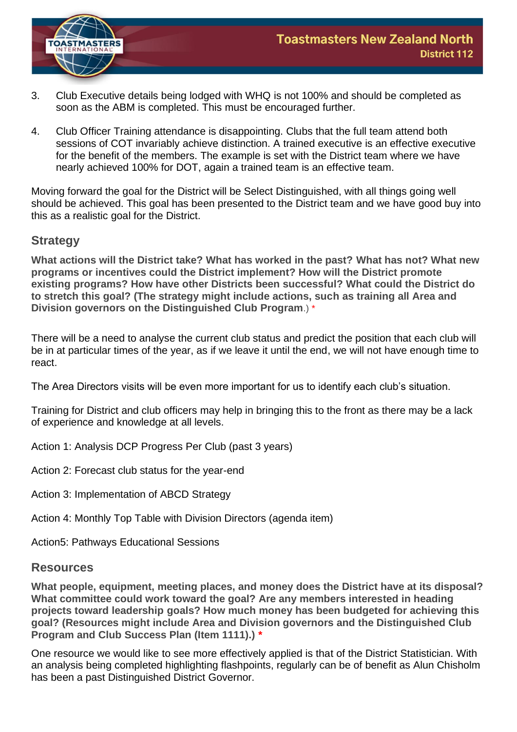3. Club Executive details being lodged with WHQ is not 100% and should be completed as soon as the ABM is completed. This must be encouraged further.

4. Club Officer Training attendance is disappointing. Clubs that the full team attend both sessions of COT invariably achieve distinction. A trained executive is an effective executive for the benefit of the members. The example is set with the District team where we have nearly achieved 100% for DOT, again a trained team is an effective team.

Moving forward the goal for the District will be Select Distinguished, with all things going well should be achieved. This goal has been presented to the District team and we have good buy into this as a realistic goal for the District.

## Strategy

**What actions will the District take? What has worked in the past? What has not? What new programs or incentives could the District implement? How will the District promote existing programs? How have other Districts been successful? What could the District do to stretch this goal? (The strategy might include actions, such as training all Area and Division governors on the Distinguished Club Program**.) *

There will be a need to analyse the current club status and predict the position that each club will be in at particular times of the year, as if we leave it until the end, we will not have enough time to react.

The Area Directors visits will be even more important for us to identify each club's situation.

Training for District and club officers may help in bringing this to the front as there may be a lack of experience and knowledge at all levels.

Action 1: Analysis DCP Progress Per Club (past 3 years)

Action 2: Forecast club status for the year-end

Action 3: Implementation of ABCD Strategy

Action 4: Monthly Top Table with Division Directors (agenda item)

Action5: Pathways Educational Sessions

## Resources

**What people, equipment, meeting places, and money does the District have at its disposal? What committee could work toward the goal? Are any members interested in heading projects toward leadership goals? How much money has been budgeted for achieving this goal? (Resources might include Area and Division governors and the Distinguished Club Program and Club Success Plan (Item 1111).) ***

One resource we would like to see more effectively applied is that of the District Statistician. With an analysis being completed highlighting flashpoints, regularly can be of benefit as Alun Chisholm has been a past Distinguished District Governor.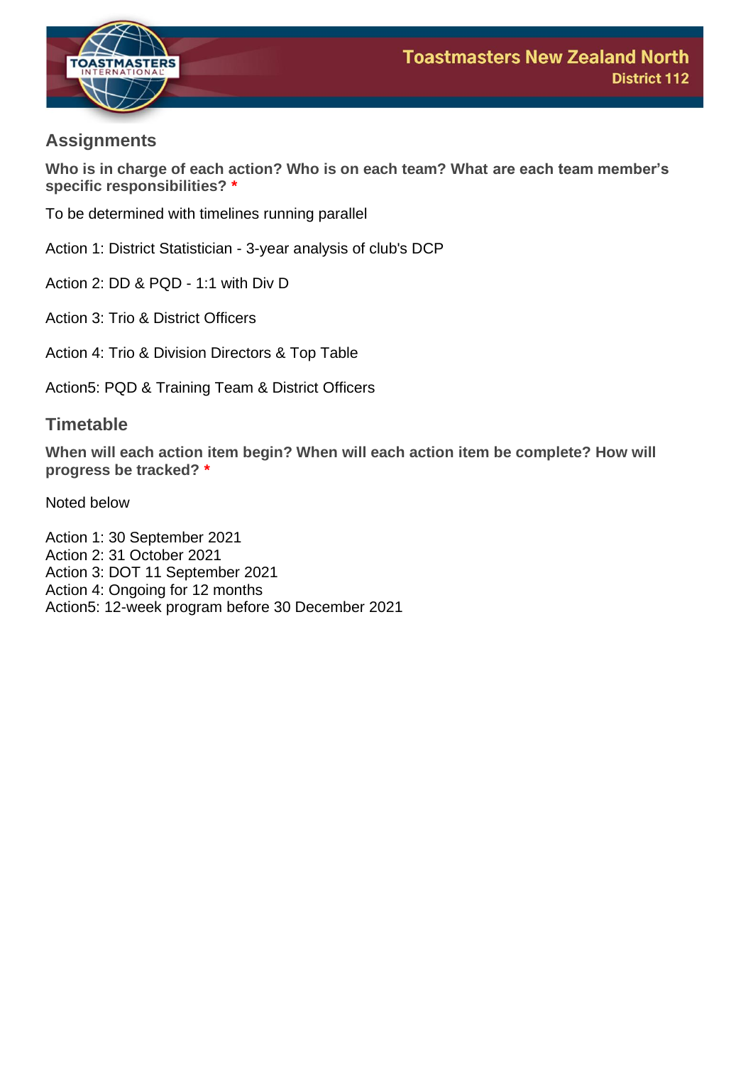## Assignments

**Who is in charge of each action? Who is on each team? What are each team member's specific responsibilities? \***

To be determined with timelines running parallel

Action 1: District Statistician - 3-year analysis of club's DCP

Action 2: DD & PQD - 1:1 with Div D

Action 3: Trio & District Officers

Action 4: Trio & Division Directors & Top Table

Action5: PQD & Training Team & District Officers

## Timetable

**When will each action item begin? When will each action item be complete? How will progress be tracked? \***

Noted below

Action 1: 30 September 2021
Action 2: 31 October 2021
Action 3: DOT 11 September 2021
Action 4: Ongoing for 12 months
Action5: 12-week program before 30 December 2021